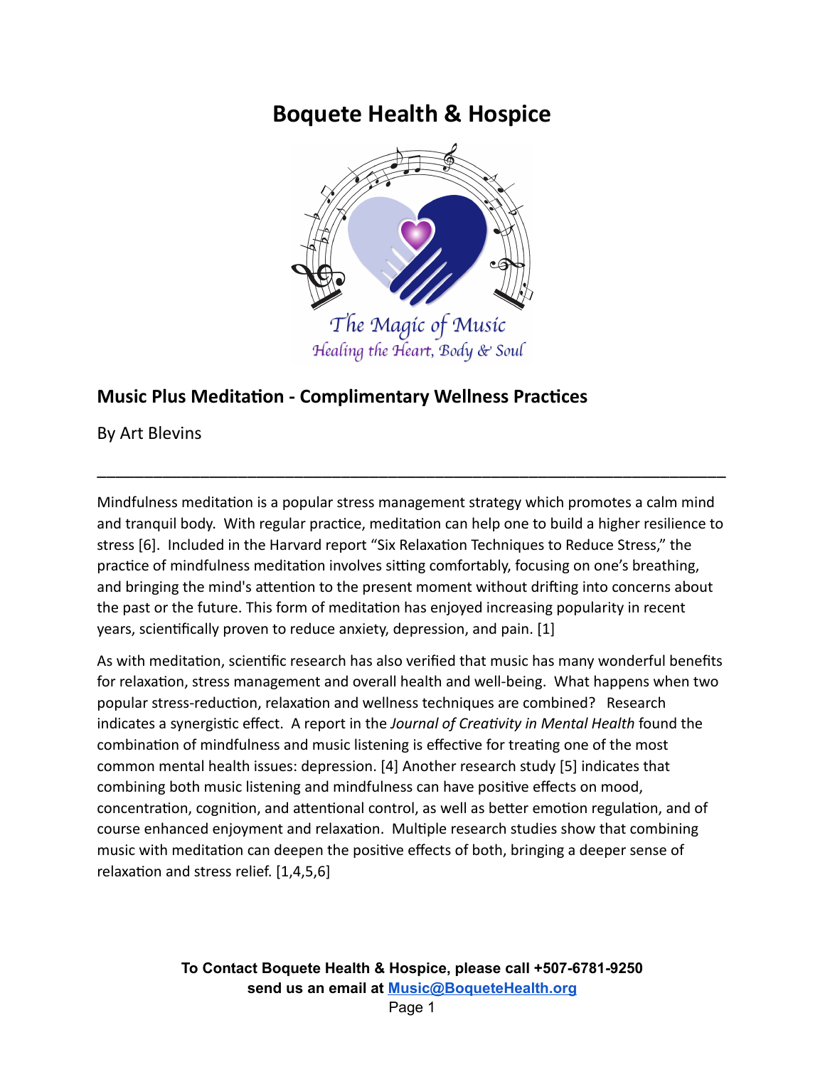# Boquete Health & Hospice

The Magic of Music
Healing the Heart, Body & Soul

## Music Plus Meditation - Complimentary Wellness Practices

By Art Blevins

---

Mindfulness meditation is a popular stress management strategy which promotes a calm mind and tranquil body. With regular practice, meditation can help one to build a higher resilience to stress [6]. Included in the Harvard report "Six Relaxation Techniques to Reduce Stress," the practice of mindfulness meditation involves sitting comfortably, focusing on one's breathing, and bringing the mind's attention to the present moment without drifting into concerns about the past or the future. This form of meditation has enjoyed increasing popularity in recent years, scientifically proven to reduce anxiety, depression, and pain. [1]

As with meditation, scientific research has also verified that music has many wonderful benefits for relaxation, stress management and overall health and well-being. What happens when two popular stress-reduction, relaxation and wellness techniques are combined? Research indicates a synergistic effect. A report in the *Journal of Creativity in Mental Health* found the combination of mindfulness and music listening is effective for treating one of the most common mental health issues: depression. [4] Another research study [5] indicates that combining both music listening and mindfulness can have positive effects on mood, concentration, cognition, and attentional control, as well as better emotion regulation, and of course enhanced enjoyment and relaxation. Multiple research studies show that combining music with meditation can deepen the positive effects of both, bringing a deeper sense of relaxation and stress relief. [1,4,5,6]

**To Contact Boquete Health & Hospice, please call +507-6781-9250**
**send us an email at Music@BoqueteHealth.org**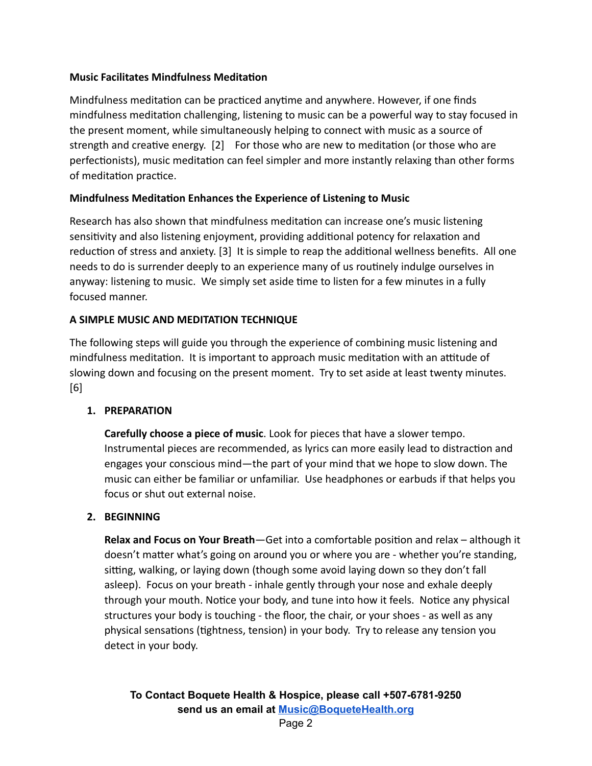**Music Facilitates Mindfulness Meditation**

Mindfulness meditation can be practiced anytime and anywhere. However, if one finds mindfulness meditation challenging, listening to music can be a powerful way to stay focused in the present moment, while simultaneously helping to connect with music as a source of strength and creative energy. [2] For those who are new to meditation (or those who are perfectionists), music meditation can feel simpler and more instantly relaxing than other forms of meditation practice.

**Mindfulness Meditation Enhances the Experience of Listening to Music**

Research has also shown that mindfulness meditation can increase one's music listening sensitivity and also listening enjoyment, providing additional potency for relaxation and reduction of stress and anxiety. [3] It is simple to reap the additional wellness benefits. All one needs to do is surrender deeply to an experience many of us routinely indulge ourselves in anyway: listening to music. We simply set aside time to listen for a few minutes in a fully focused manner.

**A SIMPLE MUSIC AND MEDITATION TECHNIQUE**

The following steps will guide you through the experience of combining music listening and mindfulness meditation. It is important to approach music meditation with an attitude of slowing down and focusing on the present moment. Try to set aside at least twenty minutes. [6]

1. **PREPARATION**

   **Carefully choose a piece of music**. Look for pieces that have a slower tempo. Instrumental pieces are recommended, as lyrics can more easily lead to distraction and engages your conscious mind—the part of your mind that we hope to slow down. The music can either be familiar or unfamiliar. Use headphones or earbuds if that helps you focus or shut out external noise.

2. **BEGINNING**

   **Relax and Focus on Your Breath**—Get into a comfortable position and relax – although it doesn't matter what's going on around you or where you are - whether you're standing, sitting, walking, or laying down (though some avoid laying down so they don't fall asleep). Focus on your breath - inhale gently through your nose and exhale deeply through your mouth. Notice your body, and tune into how it feels. Notice any physical structures your body is touching - the floor, the chair, or your shoes - as well as any physical sensations (tightness, tension) in your body. Try to release any tension you detect in your body.

**To Contact Boquete Health & Hospice, please call +507-6781-9250**
**send us an email at Music@BoqueteHealth.org**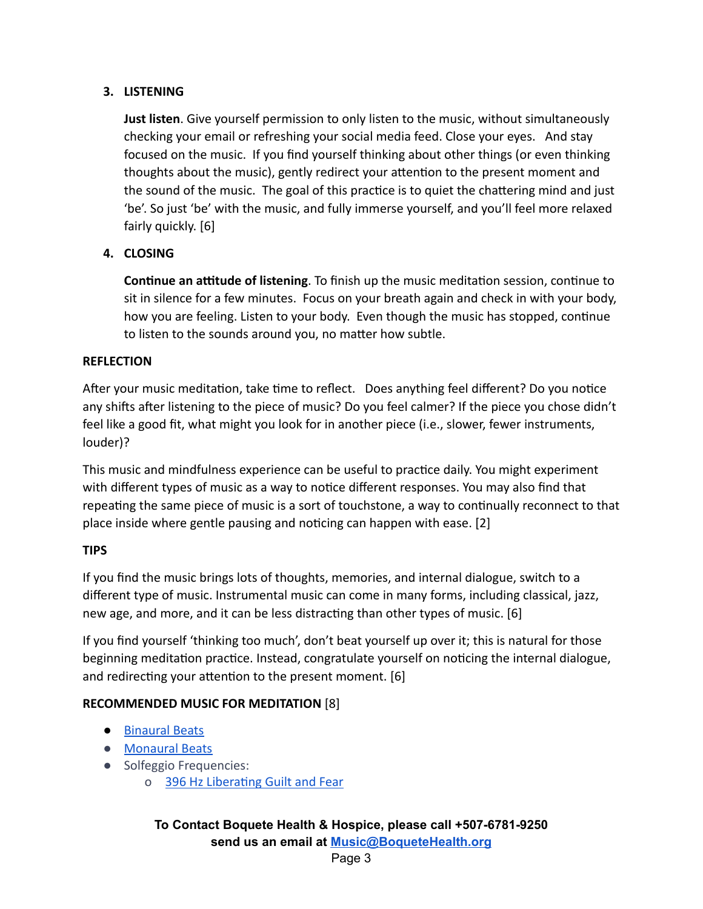3. **LISTENING**

   **Just listen**. Give yourself permission to only listen to the music, without simultaneously checking your email or refreshing your social media feed. Close your eyes. And stay focused on the music. If you find yourself thinking about other things (or even thinking thoughts about the music), gently redirect your attention to the present moment and the sound of the music. The goal of this practice is to quiet the chattering mind and just 'be'. So just 'be' with the music, and fully immerse yourself, and you'll feel more relaxed fairly quickly. [6]

4. **CLOSING**

   **Continue an attitude of listening**. To finish up the music meditation session, continue to sit in silence for a few minutes. Focus on your breath again and check in with your body, how you are feeling. Listen to your body. Even though the music has stopped, continue to listen to the sounds around you, no matter how subtle.

**REFLECTION**

After your music meditation, take time to reflect. Does anything feel different? Do you notice any shifts after listening to the piece of music? Do you feel calmer? If the piece you chose didn't feel like a good fit, what might you look for in another piece (i.e., slower, fewer instruments, louder)?

This music and mindfulness experience can be useful to practice daily. You might experiment with different types of music as a way to notice different responses. You may also find that repeating the same piece of music is a sort of touchstone, a way to continually reconnect to that place inside where gentle pausing and noticing can happen with ease. [2]

**TIPS**

If you find the music brings lots of thoughts, memories, and internal dialogue, switch to a different type of music. Instrumental music can come in many forms, including classical, jazz, new age, and more, and it can be less distracting than other types of music. [6]

If you find yourself 'thinking too much', don't beat yourself up over it; this is natural for those beginning meditation practice. Instead, congratulate yourself on noticing the internal dialogue, and redirecting your attention to the present moment. [6]

**RECOMMENDED MUSIC FOR MEDITATION** [8]

- Binaural Beats
- Monaural Beats
- Solfeggio Frequencies:
  - 396 Hz Liberating Guilt and Fear

**To Contact Boquete Health & Hospice, please call +507-6781-9250 send us an email at Music@BoqueteHealth.org**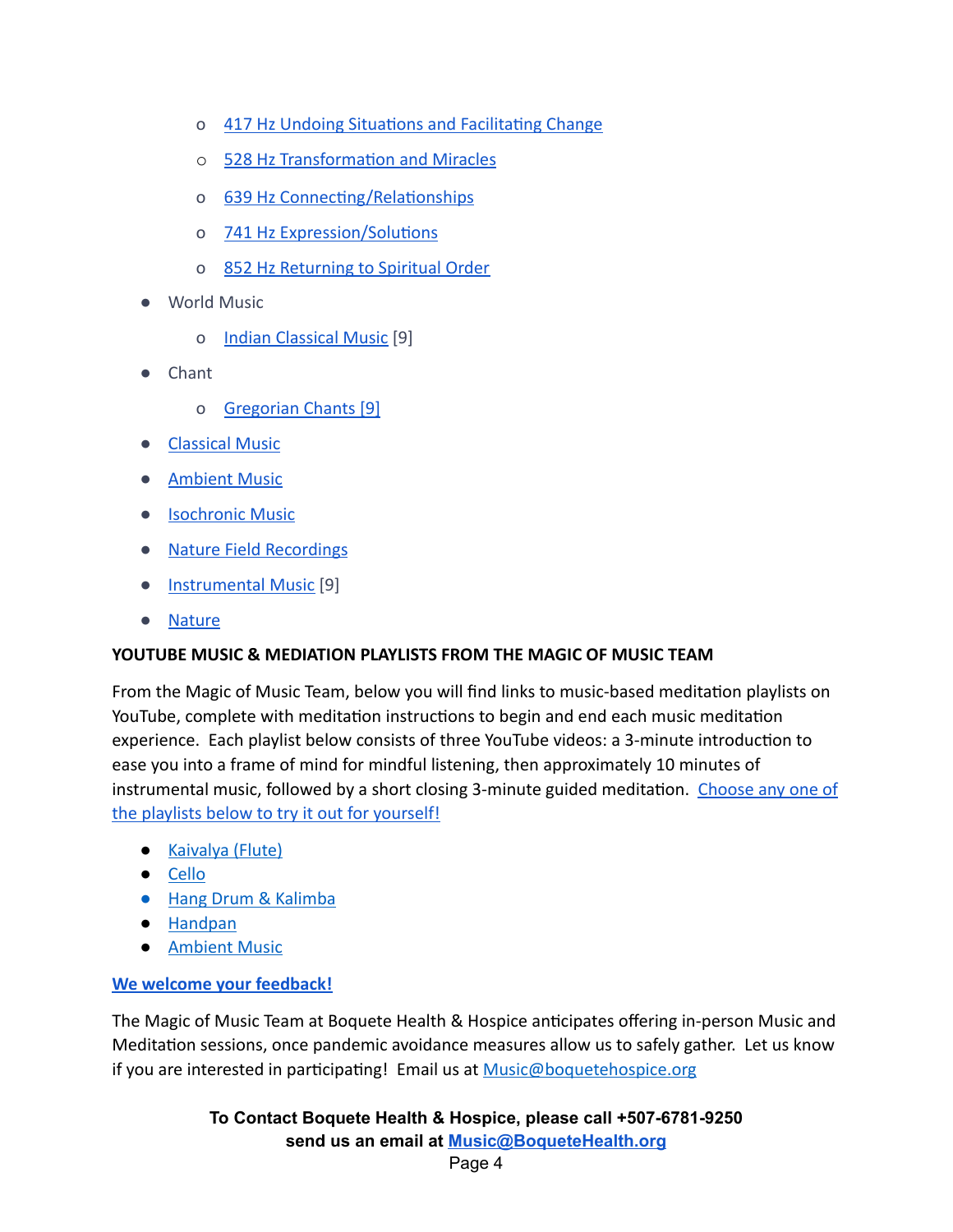- 417 Hz Undoing Situations and Facilitating Change
   - 528 Hz Transformation and Miracles
   - 639 Hz Connecting/Relationships
   - 741 Hz Expression/Solutions
   - 852 Hz Returning to Spiritual Order
- World Music
   - Indian Classical Music [9]
- Chant
   - Gregorian Chants [9]
- Classical Music
- Ambient Music
- Isochronic Music
- Nature Field Recordings
- Instrumental Music [9]
- Nature

**YOUTUBE MUSIC & MEDIATION PLAYLISTS FROM THE MAGIC OF MUSIC TEAM**

From the Magic of Music Team, below you will find links to music-based meditation playlists on YouTube, complete with meditation instructions to begin and end each music meditation experience. Each playlist below consists of three YouTube videos: a 3-minute introduction to ease you into a frame of mind for mindful listening, then approximately 10 minutes of instrumental music, followed by a short closing 3-minute guided meditation. Choose any one of the playlists below to try it out for yourself!

- Kaivalya (Flute)
- Cello
- Hang Drum & Kalimba
- Handpan
- Ambient Music

**We welcome your feedback!**

The Magic of Music Team at Boquete Health & Hospice anticipates offering in-person Music and Meditation sessions, once pandemic avoidance measures allow us to safely gather. Let us know if you are interested in participating! Email us at Music@boquetehospice.org

**To Contact Boquete Health & Hospice, please call +507-6781-9250**
**send us an email at Music@BoqueteHealth.org**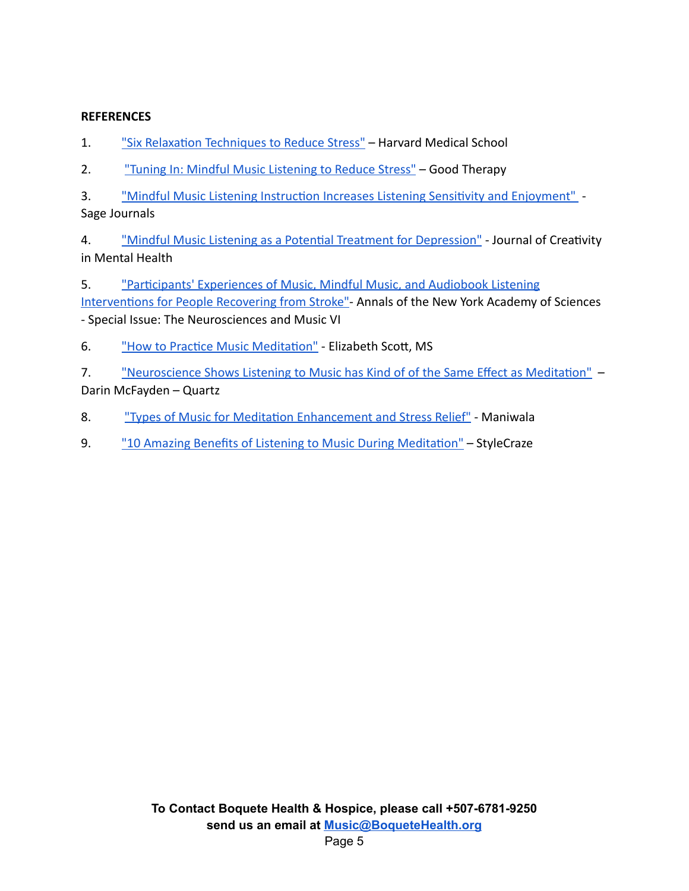**REFERENCES**

1. "Six Relaxation Techniques to Reduce Stress" – Harvard Medical School

2. "Tuning In: Mindful Music Listening to Reduce Stress" – Good Therapy

3. "Mindful Music Listening Instruction Increases Listening Sensitivity and Enjoyment" - Sage Journals

4. "Mindful Music Listening as a Potential Treatment for Depression" - Journal of Creativity in Mental Health

5. "Participants' Experiences of Music, Mindful Music, and Audiobook Listening Interventions for People Recovering from Stroke"- Annals of the New York Academy of Sciences - Special Issue: The Neurosciences and Music VI

6. "How to Practice Music Meditation" - Elizabeth Scott, MS

7. "Neuroscience Shows Listening to Music has Kind of of the Same Effect as Meditation" – Darin McFayden – Quartz

8. "Types of Music for Meditation Enhancement and Stress Relief" - Maniwala

9. "10 Amazing Benefits of Listening to Music During Meditation" – StyleCraze

**To Contact Boquete Health & Hospice, please call +507-6781-9250**
**send us an email at Music@BoqueteHealth.org**